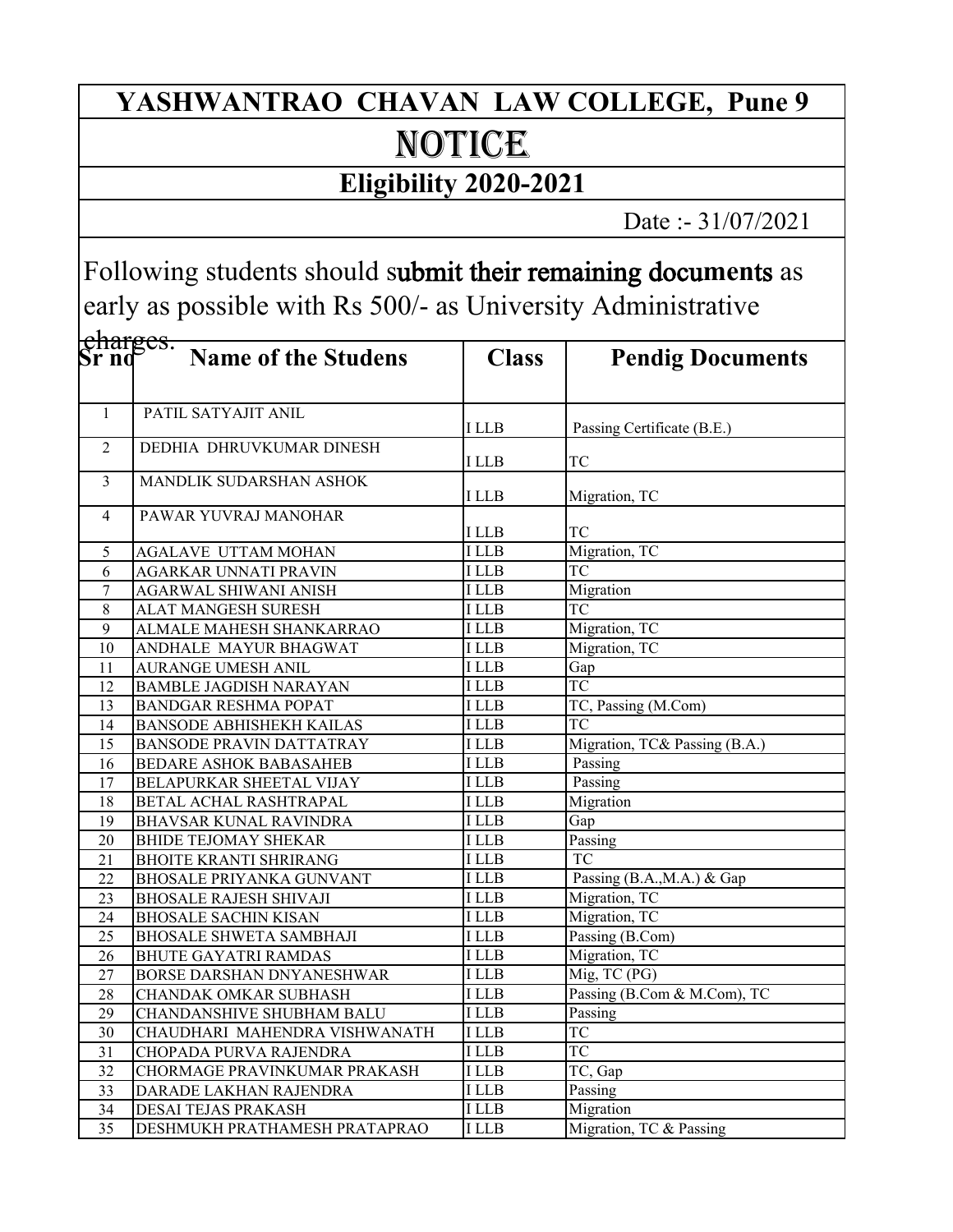# YASHWANTRAO CHAVAN LAW COLLEGE, Pune 9

## NOTICE

### Eligibility 2020-2021

Date :- 31/07/2021

Following students should submit their remaining documents as early as possible with Rs 500/- as University Administrative charges.

| Sr no | Name of the Studens | Class | Pendig Documents |
|---|---|---|---|
| 1 | PATIL SATYAJIT ANIL | I LLB | Passing Certificate (B.E.) |
| 2 | DEDHIA DHRUVKUMAR DINESH | I LLB | TC |
| 3 | MANDLIK SUDARSHAN ASHOK | I LLB | Migration, TC |
| 4 | PAWAR YUVRAJ MANOHAR | I LLB | TC |
| 5 | AGALAVE UTTAM MOHAN | I LLB | Migration, TC |
| 6 | AGARKAR UNNATI PRAVIN | I LLB | TC |
| 7 | AGARWAL SHIWANI ANISH | I LLB | Migration |
| 8 | ALAT MANGESH SURESH | I LLB | TC |
| 9 | ALMALE MAHESH SHANKARRAO | I LLB | Migration, TC |
| 10 | ANDHALE MAYUR BHAGWAT | I LLB | Migration, TC |
| 11 | AURANGE UMESH ANIL | I LLB | Gap |
| 12 | BAMBLE JAGDISH NARAYAN | I LLB | TC |
| 13 | BANDGAR RESHMA POPAT | I LLB | TC, Passing (M.Com) |
| 14 | BANSODE ABHISHEKH KAILAS | I LLB | TC |
| 15 | BANSODE PRAVIN DATTATRAY | I LLB | Migration, TC& Passing (B.A.) |
| 16 | BEDARE ASHOK BABASAHEB | I LLB | Passing |
| 17 | BELAPURKAR SHEETAL VIJAY | I LLB | Passing |
| 18 | BETAL ACHAL RASHTRAPAL | I LLB | Migration |
| 19 | BHAVSAR KUNAL RAVINDRA | I LLB | Gap |
| 20 | BHIDE TEJOMAY SHEKAR | I LLB | Passing |
| 21 | BHOITE KRANTI SHRIRANG | I LLB | TC |
| 22 | BHOSALE PRIYANKA GUNVANT | I LLB | Passing (B.A.,M.A.) & Gap |
| 23 | BHOSALE RAJESH SHIVAJI | I LLB | Migration, TC |
| 24 | BHOSALE SACHIN KISAN | I LLB | Migration, TC |
| 25 | BHOSALE SHWETA SAMBHAJI | I LLB | Passing (B.Com) |
| 26 | BHUTE GAYATRI RAMDAS | I LLB | Migration, TC |
| 27 | BORSE DARSHAN DNYANESHWAR | I LLB | Mig, TC (PG) |
| 28 | CHANDAK OMKAR SUBHASH | I LLB | Passing (B.Com & M.Com), TC |
| 29 | CHANDANSHIVE SHUBHAM BALU | I LLB | Passing |
| 30 | CHAUDHARI MAHENDRA VISHWANATH | I LLB | TC |
| 31 | CHOPADA PURVA RAJENDRA | I LLB | TC |
| 32 | CHORMAGE PRAVINKUMAR PRAKASH | I LLB | TC, Gap |
| 33 | DARADE LAKHAN RAJENDRA | I LLB | Passing |
| 34 | DESAI TEJAS PRAKASH | I LLB | Migration |
| 35 | DESHMUKH PRATHAMESH PRATAPRAO | I LLB | Migration, TC & Passing |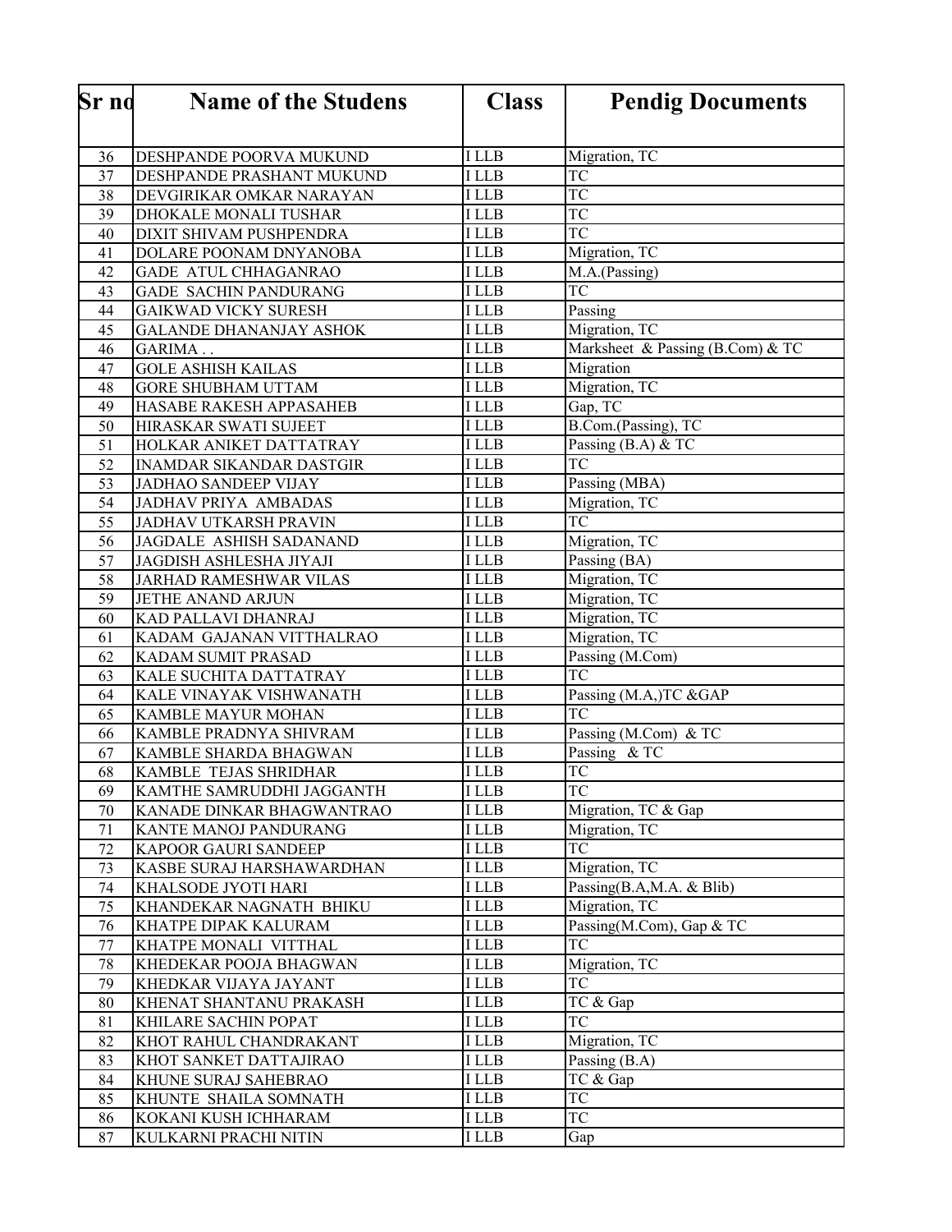| Sr no | Name of the Studens | Class | Pendig Documents |
|---|---|---|---|
| 36 | DESHPANDE POORVA MUKUND | I LLB | Migration, TC |
| 37 | DESHPANDE PRASHANT MUKUND | I LLB | TC |
| 38 | DEVGIRIKAR OMKAR NARAYAN | I LLB | TC |
| 39 | DHOKALE MONALI TUSHAR | I LLB | TC |
| 40 | DIXIT SHIVAM PUSHPENDRA | I LLB | TC |
| 41 | DOLARE POONAM DNYANOBA | I LLB | Migration, TC |
| 42 | GADE ATUL CHHAGANRAO | I LLB | M.A.(Passing) |
| 43 | GADE SACHIN PANDURANG | I LLB | TC |
| 44 | GAIKWAD VICKY SURESH | I LLB | Passing |
| 45 | GALANDE DHANANJAY ASHOK | I LLB | Migration, TC |
| 46 | GARIMA . . | I LLB | Marksheet & Passing (B.Com) & TC |
| 47 | GOLE ASHISH KAILAS | I LLB | Migration |
| 48 | GORE SHUBHAM UTTAM | I LLB | Migration, TC |
| 49 | HASABE RAKESH APPASAHEB | I LLB | Gap, TC |
| 50 | HIRASKAR SWATI SUJEET | I LLB | B.Com.(Passing), TC |
| 51 | HOLKAR ANIKET DATTATRAY | I LLB | Passing (B.A) & TC |
| 52 | INAMDAR SIKANDAR DASTGIR | I LLB | TC |
| 53 | JADHAO SANDEEP VIJAY | I LLB | Passing (MBA) |
| 54 | JADHAV PRIYA AMBADAS | I LLB | Migration, TC |
| 55 | JADHAV UTKARSH PRAVIN | I LLB | TC |
| 56 | JAGDALE ASHISH SADANAND | I LLB | Migration, TC |
| 57 | JAGDISH ASHLESHA JIYAJI | I LLB | Passing (BA) |
| 58 | JARHAD RAMESHWAR VILAS | I LLB | Migration, TC |
| 59 | JETHE ANAND ARJUN | I LLB | Migration, TC |
| 60 | KAD PALLAVI DHANRAJ | I LLB | Migration, TC |
| 61 | KADAM GAJANAN VITTHALRAO | I LLB | Migration, TC |
| 62 | KADAM SUMIT PRASAD | I LLB | Passing (M.Com) |
| 63 | KALE SUCHITA DATTATRAY | I LLB | TC |
| 64 | KALE VINAYAK VISHWANATH | I LLB | Passing (M.A,)TC &GAP |
| 65 | KAMBLE MAYUR MOHAN | I LLB | TC |
| 66 | KAMBLE PRADNYA SHIVRAM | I LLB | Passing (M.Com) & TC |
| 67 | KAMBLE SHARDA BHAGWAN | I LLB | Passing & TC |
| 68 | KAMBLE TEJAS SHRIDHAR | I LLB | TC |
| 69 | KAMTHE SAMRUDDHI JAGGANTH | I LLB | TC |
| 70 | KANADE DINKAR BHAGWANTRAO | I LLB | Migration, TC & Gap |
| 71 | KANTE MANOJ PANDURANG | I LLB | Migration, TC |
| 72 | KAPOOR GAURI SANDEEP | I LLB | TC |
| 73 | KASBE SURAJ HARSHAWARDHAN | I LLB | Migration, TC |
| 74 | KHALSODE JYOTI HARI | I LLB | Passing(B.A,M.A. & Blib) |
| 75 | KHANDEKAR NAGNATH BHIKU | I LLB | Migration, TC |
| 76 | KHATPE DIPAK KALURAM | I LLB | Passing(M.Com), Gap & TC |
| 77 | KHATPE MONALI VITTHAL | I LLB | TC |
| 78 | KHEDEKAR POOJA BHAGWAN | I LLB | Migration, TC |
| 79 | KHEDKAR VIJAYA JAYANT | I LLB | TC |
| 80 | KHENAT SHANTANU PRAKASH | I LLB | TC & Gap |
| 81 | KHILARE SACHIN POPAT | I LLB | TC |
| 82 | KHOT RAHUL CHANDRAKANT | I LLB | Migration, TC |
| 83 | KHOT SANKET DATTAJIRAO | I LLB | Passing (B.A) |
| 84 | KHUNE SURAJ SAHEBRAO | I LLB | TC & Gap |
| 85 | KHUNTE SHAILA SOMNATH | I LLB | TC |
| 86 | KOKANI KUSH ICHHARAM | I LLB | TC |
| 87 | KULKARNI PRACHI NITIN | I LLB | Gap |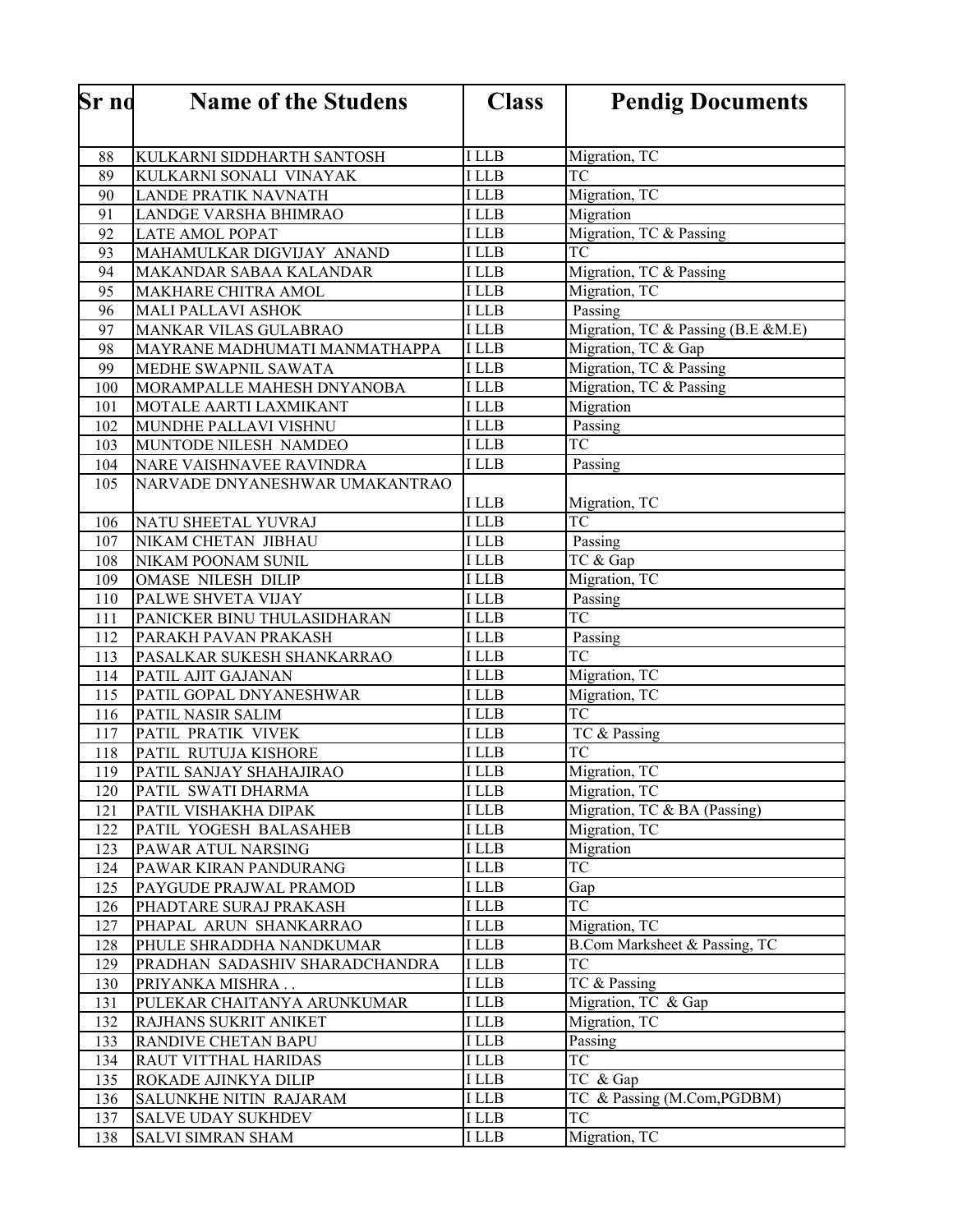| Sr no | Name of the Studens | Class | Pendig Documents |
|---|---|---|---|
| 88 | KULKARNI SIDDHARTH SANTOSH | I LLB | Migration, TC |
| 89 | KULKARNI SONALI VINAYAK | I LLB | TC |
| 90 | LANDE PRATIK NAVNATH | I LLB | Migration, TC |
| 91 | LANDGE VARSHA BHIMRAO | I LLB | Migration |
| 92 | LATE AMOL POPAT | I LLB | Migration, TC & Passing |
| 93 | MAHAMULKAR DIGVIJAY ANAND | I LLB | TC |
| 94 | MAKANDAR SABAA KALANDAR | I LLB | Migration, TC & Passing |
| 95 | MAKHARE CHITRA AMOL | I LLB | Migration, TC |
| 96 | MALI PALLAVI ASHOK | I LLB | Passing |
| 97 | MANKAR VILAS GULABRAO | I LLB | Migration, TC & Passing (B.E &M.E) |
| 98 | MAYRANE MADHUMATI MANMATHAPPA | I LLB | Migration, TC & Gap |
| 99 | MEDHE SWAPNIL SAWATA | I LLB | Migration, TC & Passing |
| 100 | MORAMPALLE MAHESH DNYANOBA | I LLB | Migration, TC & Passing |
| 101 | MOTALE AARTI LAXMIKANT | I LLB | Migration |
| 102 | MUNDHE PALLAVI VISHNU | I LLB | Passing |
| 103 | MUNTODE NILESH NAMDEO | I LLB | TC |
| 104 | NARE VAISHNAVEE RAVINDRA | I LLB | Passing |
| 105 | NARVADE DNYANESHWAR UMAKANTRAO | I LLB | Migration, TC |
| 106 | NATU SHEETAL YUVRAJ | I LLB | TC |
| 107 | NIKAM CHETAN JIBHAU | I LLB | Passing |
| 108 | NIKAM POONAM SUNIL | I LLB | TC & Gap |
| 109 | OMASE NILESH DILIP | I LLB | Migration, TC |
| 110 | PALWE SHVETA VIJAY | I LLB | Passing |
| 111 | PANICKER BINU THULASIDHARAN | I LLB | TC |
| 112 | PARAKH PAVAN PRAKASH | I LLB | Passing |
| 113 | PASALKAR SUKESH SHANKARRAO | I LLB | TC |
| 114 | PATIL AJIT GAJANAN | I LLB | Migration, TC |
| 115 | PATIL GOPAL DNYANESHWAR | I LLB | Migration, TC |
| 116 | PATIL NASIR SALIM | I LLB | TC |
| 117 | PATIL PRATIK VIVEK | I LLB | TC & Passing |
| 118 | PATIL RUTUJA KISHORE | I LLB | TC |
| 119 | PATIL SANJAY SHAHAJIRAO | I LLB | Migration, TC |
| 120 | PATIL SWATI DHARMA | I LLB | Migration, TC |
| 121 | PATIL VISHAKHA DIPAK | I LLB | Migration, TC & BA (Passing) |
| 122 | PATIL YOGESH BALASAHEB | I LLB | Migration, TC |
| 123 | PAWAR ATUL NARSING | I LLB | Migration |
| 124 | PAWAR KIRAN PANDURANG | I LLB | TC |
| 125 | PAYGUDE PRAJWAL PRAMOD | I LLB | Gap |
| 126 | PHADTARE SURAJ PRAKASH | I LLB | TC |
| 127 | PHAPAL ARUN SHANKARRAO | I LLB | Migration, TC |
| 128 | PHULE SHRADDHA NANDKUMAR | I LLB | B.Com Marksheet & Passing, TC |
| 129 | PRADHAN SADASHIV SHARADCHANDRA | I LLB | TC |
| 130 | PRIYANKA MISHRA . . | I LLB | TC & Passing |
| 131 | PULEKAR CHAITANYA ARUNKUMAR | I LLB | Migration, TC & Gap |
| 132 | RAJHANS SUKRIT ANIKET | I LLB | Migration, TC |
| 133 | RANDIVE CHETAN BAPU | I LLB | Passing |
| 134 | RAUT VITTHAL HARIDAS | I LLB | TC |
| 135 | ROKADE AJINKYA DILIP | I LLB | TC & Gap |
| 136 | SALUNKHE NITIN RAJARAM | I LLB | TC & Passing (M.Com,PGDBM) |
| 137 | SALVE UDAY SUKHDEV | I LLB | TC |
| 138 | SALVI SIMRAN SHAM | I LLB | Migration, TC |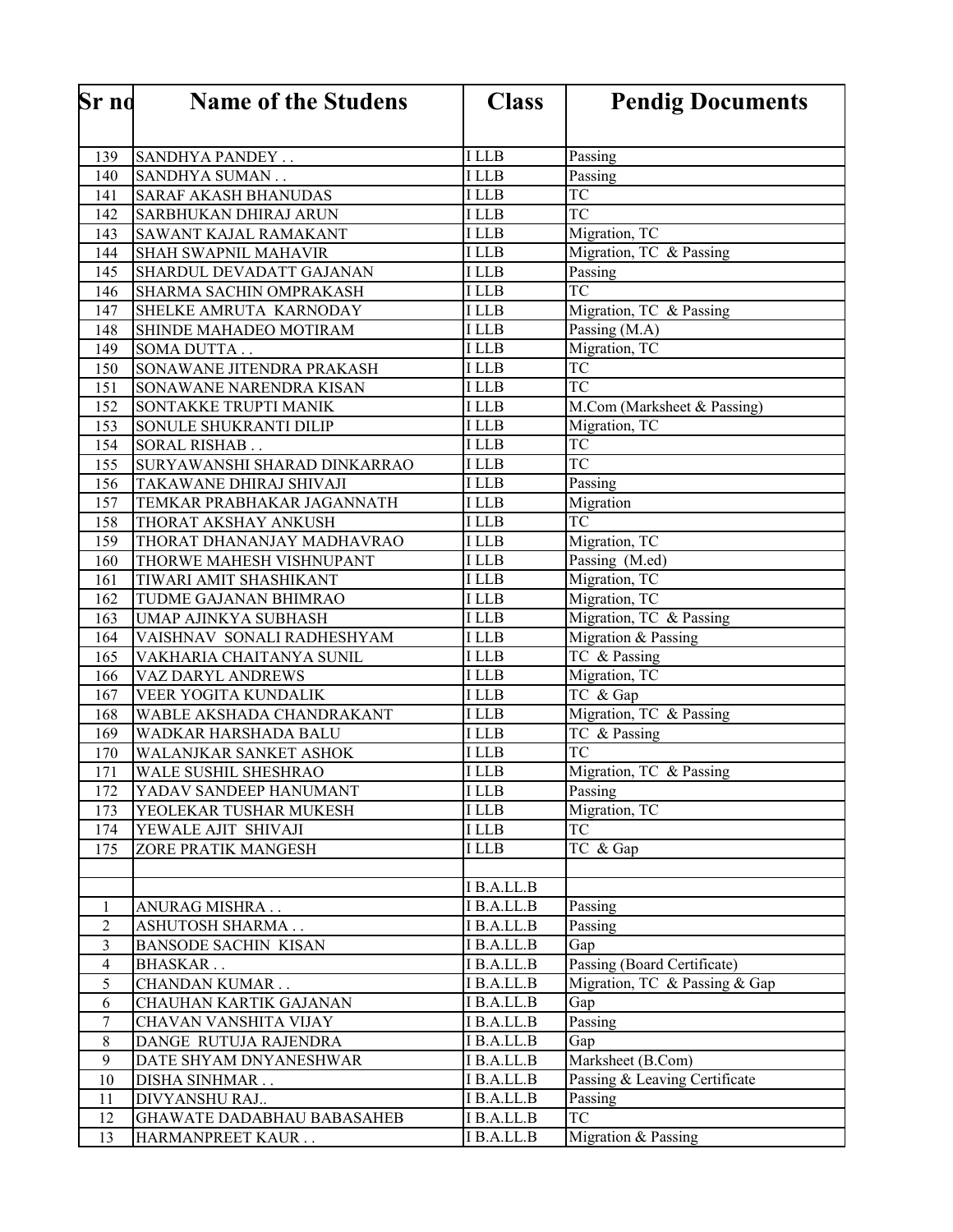| Sr no | Name of the Studens | Class | Pendig Documents |
|---|---|---|---|
| 139 | SANDHYA PANDEY . . | I LLB | Passing |
| 140 | SANDHYA SUMAN . . | I LLB | Passing |
| 141 | SARAF AKASH BHANUDAS | I LLB | TC |
| 142 | SARBHUKAN DHIRAJ ARUN | I LLB | TC |
| 143 | SAWANT KAJAL RAMAKANT | I LLB | Migration, TC |
| 144 | SHAH SWAPNIL MAHAVIR | I LLB | Migration, TC & Passing |
| 145 | SHARDUL DEVADATT GAJANAN | I LLB | Passing |
| 146 | SHARMA SACHIN OMPRAKASH | I LLB | TC |
| 147 | SHELKE AMRUTA KARNODAY | I LLB | Migration, TC & Passing |
| 148 | SHINDE MAHADEO MOTIRAM | I LLB | Passing (M.A) |
| 149 | SOMA DUTTA . . | I LLB | Migration, TC |
| 150 | SONAWANE JITENDRA PRAKASH | I LLB | TC |
| 151 | SONAWANE NARENDRA KISAN | I LLB | TC |
| 152 | SONTAKKE TRUPTI MANIK | I LLB | M.Com (Marksheet & Passing) |
| 153 | SONULE SHUKRANTI DILIP | I LLB | Migration, TC |
| 154 | SORAL RISHAB . . | I LLB | TC |
| 155 | SURYAWANSHI SHARAD DINKARRAO | I LLB | TC |
| 156 | TAKAWANE DHIRAJ SHIVAJI | I LLB | Passing |
| 157 | TEMKAR PRABHAKAR JAGANNATH | I LLB | Migration |
| 158 | THORAT AKSHAY ANKUSH | I LLB | TC |
| 159 | THORAT DHANANJAY MADHAVRAO | I LLB | Migration, TC |
| 160 | THORWE MAHESH VISHNUPANT | I LLB | Passing (M.ed) |
| 161 | TIWARI AMIT SHASHIKANT | I LLB | Migration, TC |
| 162 | TUDME GAJANAN BHIMRAO | I LLB | Migration, TC |
| 163 | UMAP AJINKYA SUBHASH | I LLB | Migration, TC & Passing |
| 164 | VAISHNAV SONALI RADHESHYAM | I LLB | Migration & Passing |
| 165 | VAKHARIA CHAITANYA SUNIL | I LLB | TC & Passing |
| 166 | VAZ DARYL ANDREWS | I LLB | Migration, TC |
| 167 | VEER YOGITA KUNDALIK | I LLB | TC & Gap |
| 168 | WABLE AKSHADA CHANDRAKANT | I LLB | Migration, TC & Passing |
| 169 | WADKAR HARSHADA BALU | I LLB | TC & Passing |
| 170 | WALANJKAR SANKET ASHOK | I LLB | TC |
| 171 | WALE SUSHIL SHESHRAO | I LLB | Migration, TC & Passing |
| 172 | YADAV SANDEEP HANUMANT | I LLB | Passing |
| 173 | YEOLEKAR TUSHAR MUKESH | I LLB | Migration, TC |
| 174 | YEWALE AJIT SHIVAJI | I LLB | TC |
| 175 | ZORE PRATIK MANGESH | I LLB | TC & Gap |
| | | | |
| | | I B.A.LL.B | |
| 1 | ANURAG MISHRA . . | I B.A.LL.B | Passing |
| 2 | ASHUTOSH SHARMA . . | I B.A.LL.B | Passing |
| 3 | BANSODE SACHIN KISAN | I B.A.LL.B | Gap |
| 4 | BHASKAR . . | I B.A.LL.B | Passing (Board Certificate) |
| 5 | CHANDAN KUMAR . . | I B.A.LL.B | Migration, TC & Passing & Gap |
| 6 | CHAUHAN KARTIK GAJANAN | I B.A.LL.B | Gap |
| 7 | CHAVAN VANSHITA VIJAY | I B.A.LL.B | Passing |
| 8 | DANGE RUTUJA RAJENDRA | I B.A.LL.B | Gap |
| 9 | DATE SHYAM DNYANESHWAR | I B.A.LL.B | Marksheet (B.Com) |
| 10 | DISHA SINHMAR . . | I B.A.LL.B | Passing & Leaving Certificate |
| 11 | DIVYANSHU RAJ.. | I B.A.LL.B | Passing |
| 12 | GHAWATE DADABHAU BABASAHEB | I B.A.LL.B | TC |
| 13 | HARMANPREET KAUR . . | I B.A.LL.B | Migration & Passing |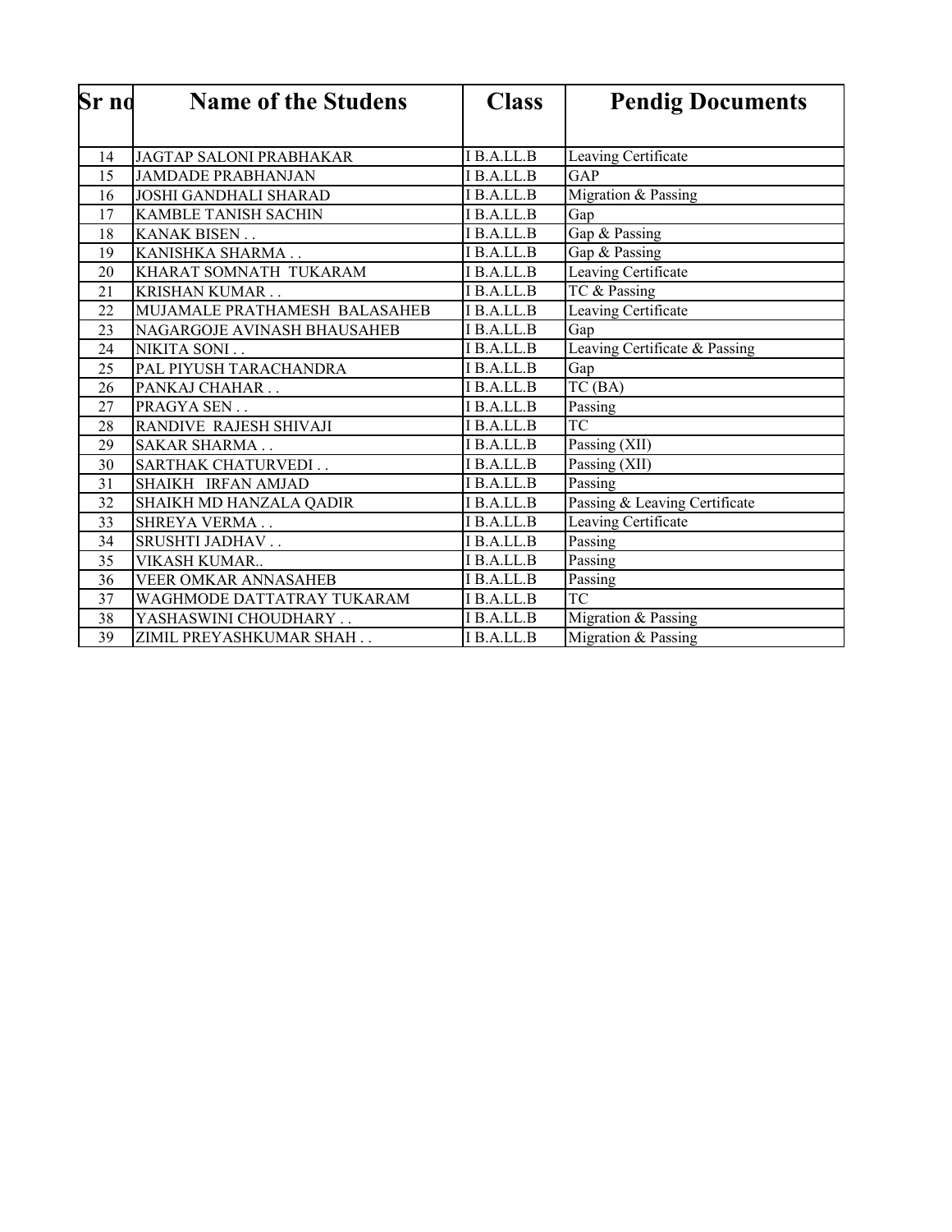| Sr no | Name of the Studens | Class | Pendig Documents |
|---|---|---|---|
| 14 | JAGTAP SALONI PRABHAKAR | I B.A.LL.B | Leaving Certificate |
| 15 | JAMDADE PRABHANJAN | I B.A.LL.B | GAP |
| 16 | JOSHI GANDHALI SHARAD | I B.A.LL.B | Migration & Passing |
| 17 | KAMBLE TANISH SACHIN | I B.A.LL.B | Gap |
| 18 | KANAK BISEN . . | I B.A.LL.B | Gap & Passing |
| 19 | KANISHKA SHARMA . . | I B.A.LL.B | Gap & Passing |
| 20 | KHARAT SOMNATH TUKARAM | I B.A.LL.B | Leaving Certificate |
| 21 | KRISHAN KUMAR . . | I B.A.LL.B | TC & Passing |
| 22 | MUJAMALE PRATHAMESH BALASAHEB | I B.A.LL.B | Leaving Certificate |
| 23 | NAGARGOJE AVINASH BHAUSAHEB | I B.A.LL.B | Gap |
| 24 | NIKITA SONI . . | I B.A.LL.B | Leaving Certificate & Passing |
| 25 | PAL PIYUSH TARACHANDRA | I B.A.LL.B | Gap |
| 26 | PANKAJ CHAHAR . . | I B.A.LL.B | TC (BA) |
| 27 | PRAGYA SEN . . | I B.A.LL.B | Passing |
| 28 | RANDIVE RAJESH SHIVAJI | I B.A.LL.B | TC |
| 29 | SAKAR SHARMA . . | I B.A.LL.B | Passing (XII) |
| 30 | SARTHAK CHATURVEDI . . | I B.A.LL.B | Passing (XII) |
| 31 | SHAIKH IRFAN AMJAD | I B.A.LL.B | Passing |
| 32 | SHAIKH MD HANZALA QADIR | I B.A.LL.B | Passing & Leaving Certificate |
| 33 | SHREYA VERMA . . | I B.A.LL.B | Leaving Certificate |
| 34 | SRUSHTI JADHAV . . | I B.A.LL.B | Passing |
| 35 | VIKASH KUMAR.. | I B.A.LL.B | Passing |
| 36 | VEER OMKAR ANNASAHEB | I B.A.LL.B | Passing |
| 37 | WAGHMODE DATTATRAY TUKARAM | I B.A.LL.B | TC |
| 38 | YASHASWINI CHOUDHARY . . | I B.A.LL.B | Migration & Passing |
| 39 | ZIMIL PREYASHKUMAR SHAH . . | I B.A.LL.B | Migration & Passing |